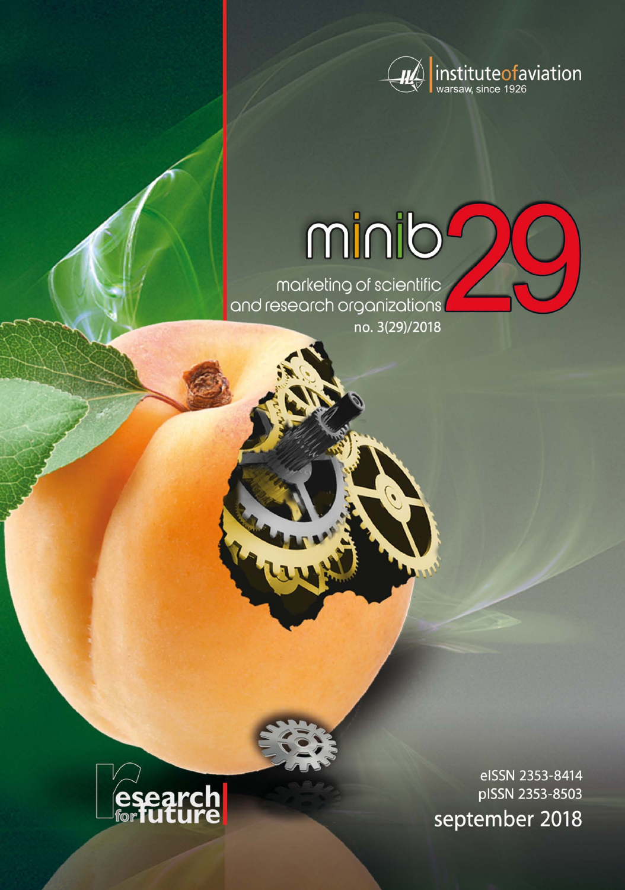institute of aviation
warsaw, since 1926

# minib 29

marketing of scientific and research organizations

no. 3(29)/2018

research for future

eISSN 2353-8414
pISSN 2353-8503

september 2018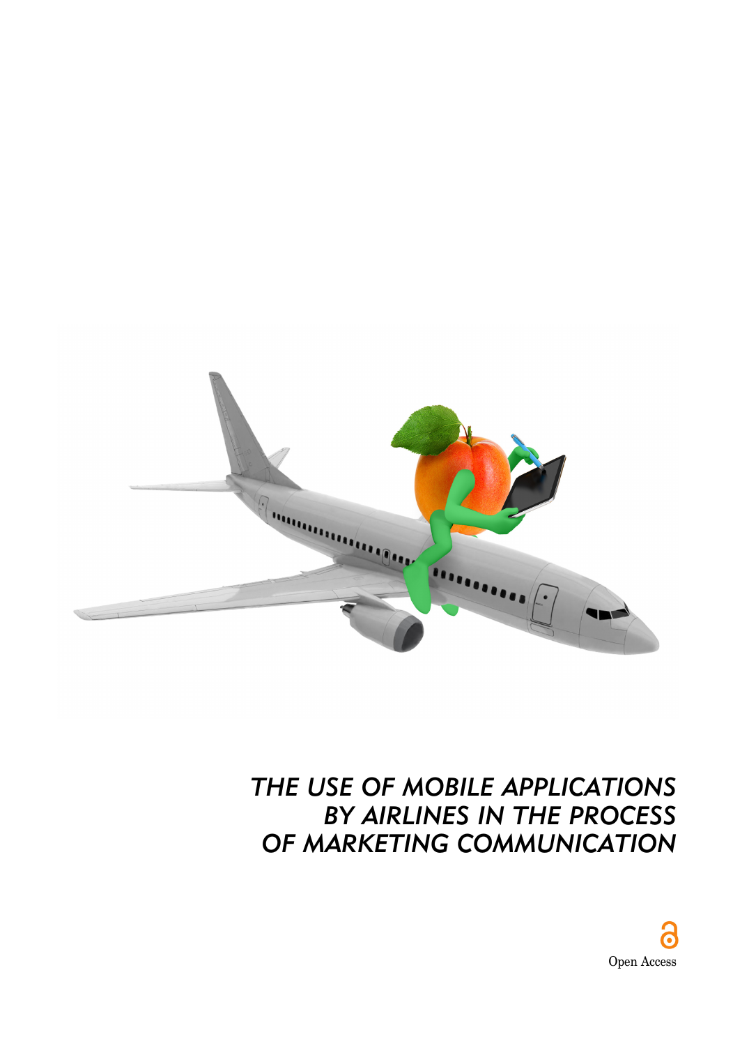# THE USE OF MOBILE APPLICATIONS BY AIRLINES IN THE PROCESS OF MARKETING COMMUNICATION

Open Access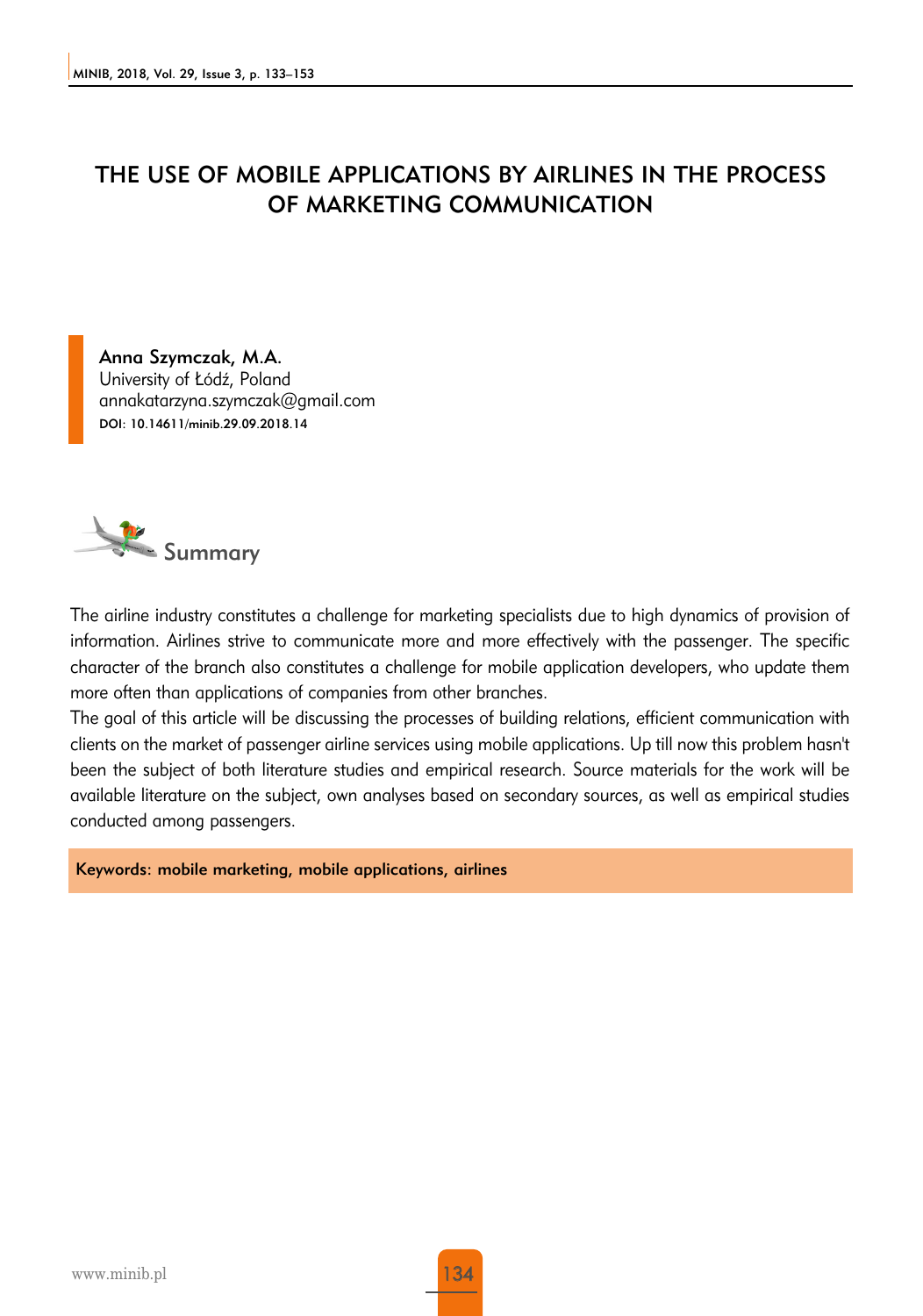# THE USE OF MOBILE APPLICATIONS BY AIRLINES IN THE PROCESS OF MARKETING COMMUNICATION

**Anna Szymczak, M.A.**
University of Łódź, Poland
annakatarzyna.szymczak@gmail.com
DOI: 10.14611/minib.29.09.2018.14

## Summary

The airline industry constitutes a challenge for marketing specialists due to high dynamics of provision of information. Airlines strive to communicate more and more effectively with the passenger. The specific character of the branch also constitutes a challenge for mobile application developers, who update them more often than applications of companies from other branches.

The goal of this article will be discussing the processes of building relations, efficient communication with clients on the market of passenger airline services using mobile applications. Up till now this problem hasn't been the subject of both literature studies and empirical research. Source materials for the work will be available literature on the subject, own analyses based on secondary sources, as well as empirical studies conducted among passengers.

**Keywords: mobile marketing, mobile applications, airlines**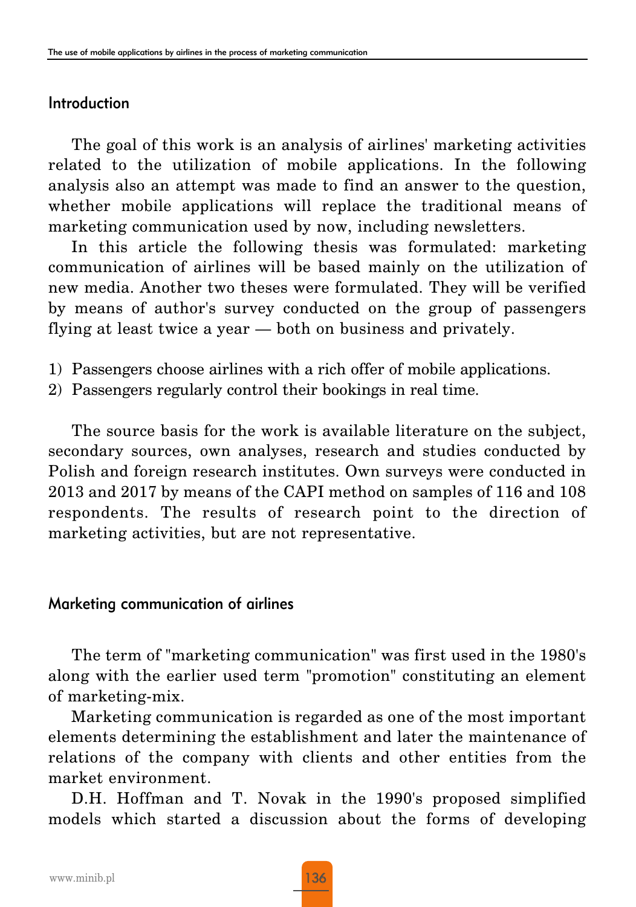## Introduction

The goal of this work is an analysis of airlines' marketing activities related to the utilization of mobile applications. In the following analysis also an attempt was made to find an answer to the question, whether mobile applications will replace the traditional means of marketing communication used by now, including newsletters.

In this article the following thesis was formulated: marketing communication of airlines will be based mainly on the utilization of new media. Another two theses were formulated. They will be verified by means of author's survey conducted on the group of passengers flying at least twice a year — both on business and privately.

1) Passengers choose airlines with a rich offer of mobile applications.
2) Passengers regularly control their bookings in real time.

The source basis for the work is available literature on the subject, secondary sources, own analyses, research and studies conducted by Polish and foreign research institutes. Own surveys were conducted in 2013 and 2017 by means of the CAPI method on samples of 116 and 108 respondents. The results of research point to the direction of marketing activities, but are not representative.

## Marketing communication of airlines

The term of "marketing communication" was first used in the 1980's along with the earlier used term "promotion" constituting an element of marketing-mix.

Marketing communication is regarded as one of the most important elements determining the establishment and later the maintenance of relations of the company with clients and other entities from the market environment.

D.H. Hoffman and T. Novak in the 1990's proposed simplified models which started a discussion about the forms of developing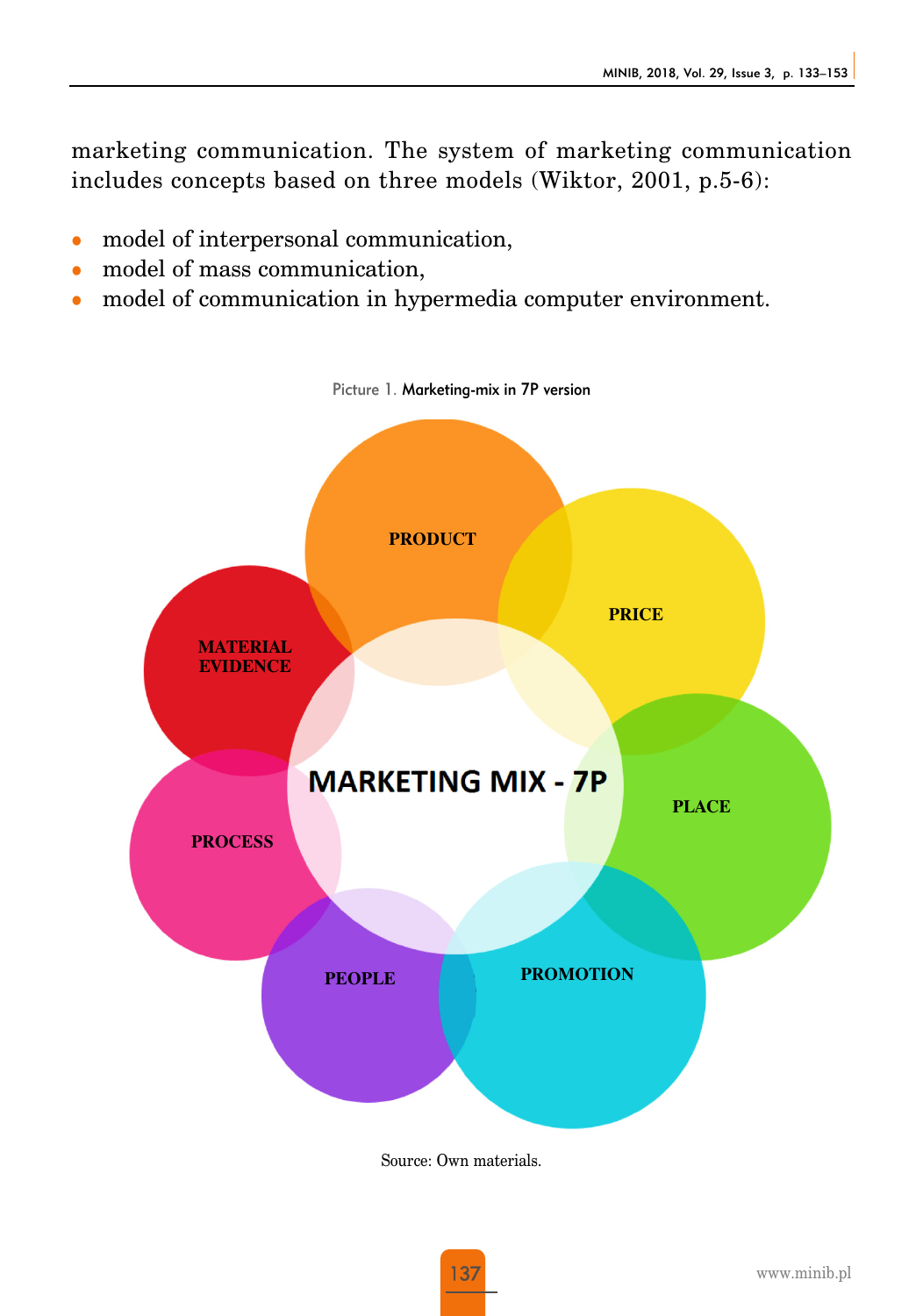marketing communication. The system of marketing communication includes concepts based on three models (Wiktor, 2001, p.5-6):

- model of interpersonal communication,
- model of mass communication,
- model of communication in hypermedia computer environment.

Picture 1. Marketing-mix in 7P version

PRODUCT

PRICE

MATERIAL EVIDENCE

MARKETING MIX - 7P

PLACE

PROCESS

PEOPLE

PROMOTION

Source: Own materials.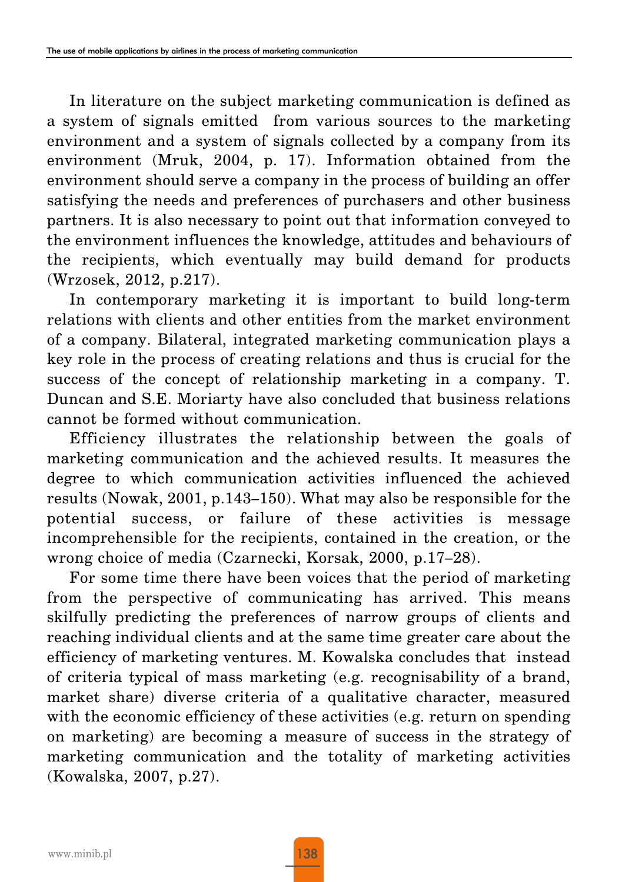In literature on the subject marketing communication is defined as a system of signals emitted from various sources to the marketing environment and a system of signals collected by a company from its environment (Mruk, 2004, p. 17). Information obtained from the environment should serve a company in the process of building an offer satisfying the needs and preferences of purchasers and other business partners. It is also necessary to point out that information conveyed to the environment influences the knowledge, attitudes and behaviours of the recipients, which eventually may build demand for products (Wrzosek, 2012, p.217).

In contemporary marketing it is important to build long-term relations with clients and other entities from the market environment of a company. Bilateral, integrated marketing communication plays a key role in the process of creating relations and thus is crucial for the success of the concept of relationship marketing in a company. T. Duncan and S.E. Moriarty have also concluded that business relations cannot be formed without communication.

Efficiency illustrates the relationship between the goals of marketing communication and the achieved results. It measures the degree to which communication activities influenced the achieved results (Nowak, 2001, p.143–150). What may also be responsible for the potential success, or failure of these activities is message incomprehensible for the recipients, contained in the creation, or the wrong choice of media (Czarnecki, Korsak, 2000, p.17–28).

For some time there have been voices that the period of marketing from the perspective of communicating has arrived. This means skilfully predicting the preferences of narrow groups of clients and reaching individual clients and at the same time greater care about the efficiency of marketing ventures. M. Kowalska concludes that instead of criteria typical of mass marketing (e.g. recognisability of a brand, market share) diverse criteria of a qualitative character, measured with the economic efficiency of these activities (e.g. return on spending on marketing) are becoming a measure of success in the strategy of marketing communication and the totality of marketing activities (Kowalska, 2007, p.27).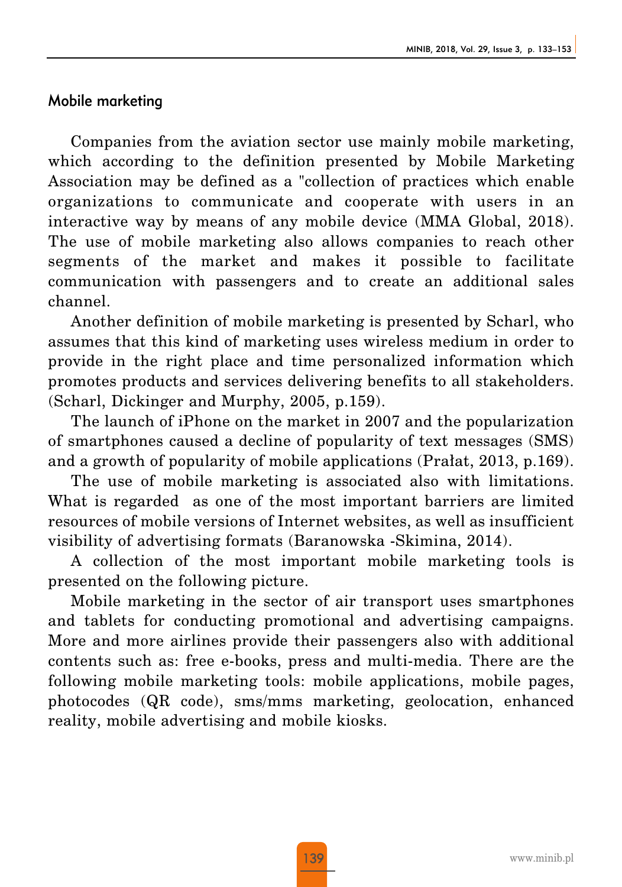## Mobile marketing

Companies from the aviation sector use mainly mobile marketing, which according to the definition presented by Mobile Marketing Association may be defined as a "collection of practices which enable organizations to communicate and cooperate with users in an interactive way by means of any mobile device (MMA Global, 2018). The use of mobile marketing also allows companies to reach other segments of the market and makes it possible to facilitate communication with passengers and to create an additional sales channel.

Another definition of mobile marketing is presented by Scharl, who assumes that this kind of marketing uses wireless medium in order to provide in the right place and time personalized information which promotes products and services delivering benefits to all stakeholders. (Scharl, Dickinger and Murphy, 2005, p.159).

The launch of iPhone on the market in 2007 and the popularization of smartphones caused a decline of popularity of text messages (SMS) and a growth of popularity of mobile applications (Prałat, 2013, p.169).

The use of mobile marketing is associated also with limitations. What is regarded  as one of the most important barriers are limited resources of mobile versions of Internet websites, as well as insufficient visibility of advertising formats (Baranowska -Skimina, 2014).

A collection of the most important mobile marketing tools is presented on the following picture.

Mobile marketing in the sector of air transport uses smartphones and tablets for conducting promotional and advertising campaigns. More and more airlines provide their passengers also with additional contents such as: free e-books, press and multi-media. There are the following mobile marketing tools: mobile applications, mobile pages, photocodes (QR code), sms/mms marketing, geolocation, enhanced reality, mobile advertising and mobile kiosks.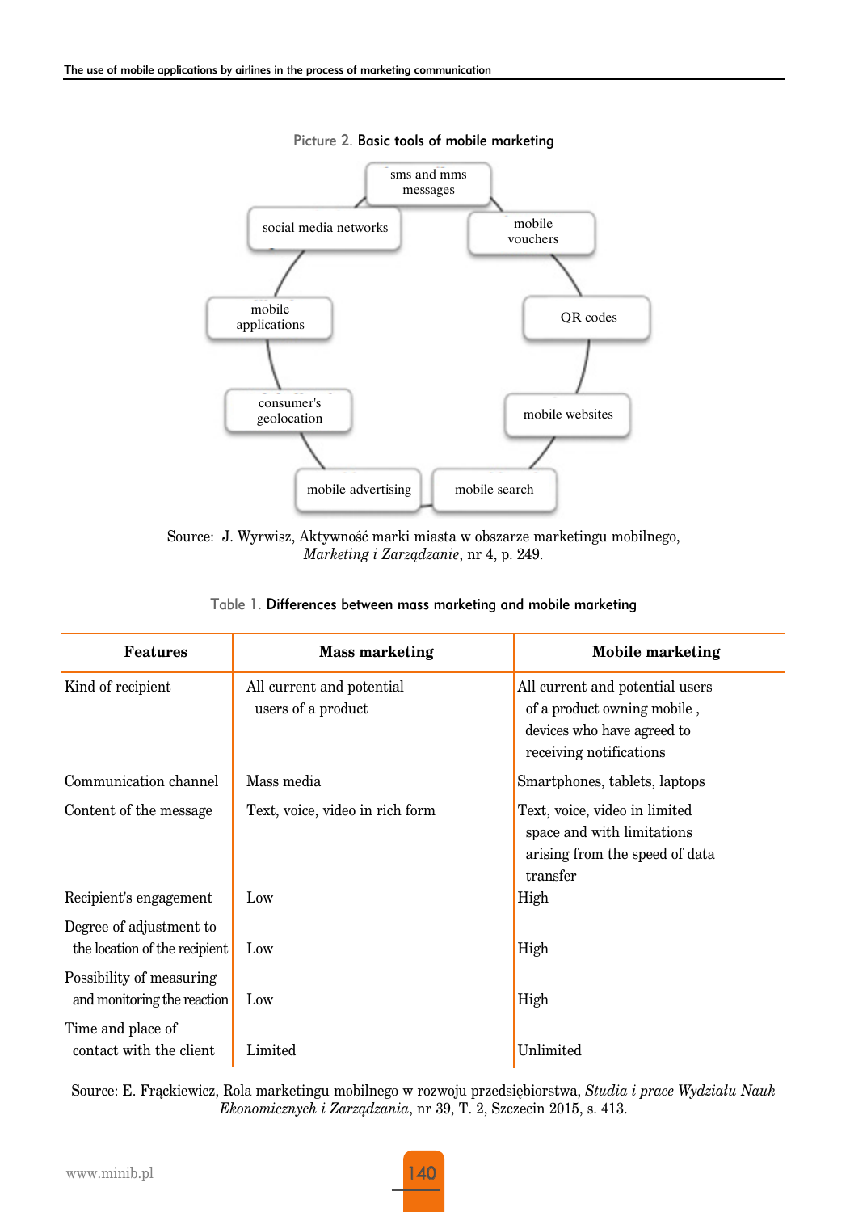Picture 2. **Basic tools of mobile marketing**

sms and mms messages

mobile vouchers

QR codes

mobile websites

mobile search

mobile advertising

consumer's geolocation

mobile applications

social media networks

Source: J. Wyrwisz, Aktywność marki miasta w obszarze marketingu mobilnego, *Marketing i Zarządzanie*, nr 4, p. 249.

Table 1. **Differences between mass marketing and mobile marketing**

| Features | Mass marketing | Mobile marketing |
|---|---|---|
| Kind of recipient | All current and potential users of a product | All current and potential users of a product owning mobile , devices who have agreed to receiving notifications |
| Communication channel | Mass media | Smartphones, tablets, laptops |
| Content of the message | Text, voice, video in rich form | Text, voice, video in limited space and with limitations arising from the speed of data transfer |
| Recipient's engagement | Low | High |
| Degree of adjustment to the location of the recipient | Low | High |
| Possibility of measuring and monitoring the reaction | Low | High |
| Time and place of contact with the client | Limited | Unlimited |

Source: E. Frąckiewicz, Rola marketingu mobilnego w rozwoju przedsiębiorstwa, *Studia i prace Wydziału Nauk Ekonomicznych i Zarządzania*, nr 39, T. 2, Szczecin 2015, s. 413.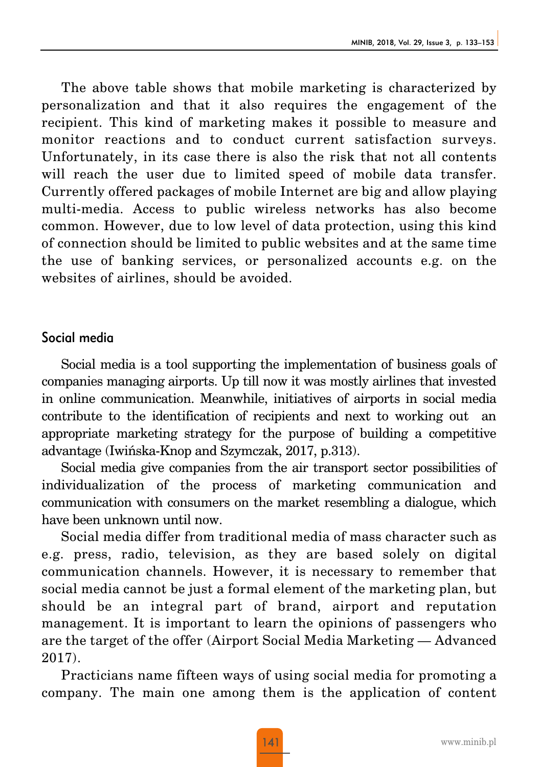The above table shows that mobile marketing is characterized by personalization and that it also requires the engagement of the recipient. This kind of marketing makes it possible to measure and monitor reactions and to conduct current satisfaction surveys. Unfortunately, in its case there is also the risk that not all contents will reach the user due to limited speed of mobile data transfer. Currently offered packages of mobile Internet are big and allow playing multi-media. Access to public wireless networks has also become common. However, due to low level of data protection, using this kind of connection should be limited to public websites and at the same time the use of banking services, or personalized accounts e.g. on the websites of airlines, should be avoided.

## Social media

Social media is a tool supporting the implementation of business goals of companies managing airports. Up till now it was mostly airlines that invested in online communication. Meanwhile, initiatives of airports in social media contribute to the identification of recipients and next to working out an appropriate marketing strategy for the purpose of building a competitive advantage (Iwińska-Knop and Szymczak, 2017, p.313).

Social media give companies from the air transport sector possibilities of individualization of the process of marketing communication and communication with consumers on the market resembling a dialogue, which have been unknown until now.

Social media differ from traditional media of mass character such as e.g. press, radio, television, as they are based solely on digital communication channels. However, it is necessary to remember that social media cannot be just a formal element of the marketing plan, but should be an integral part of brand, airport and reputation management. It is important to learn the opinions of passengers who are the target of the offer (Airport Social Media Marketing — Advanced 2017).

Practicians name fifteen ways of using social media for promoting a company. The main one among them is the application of content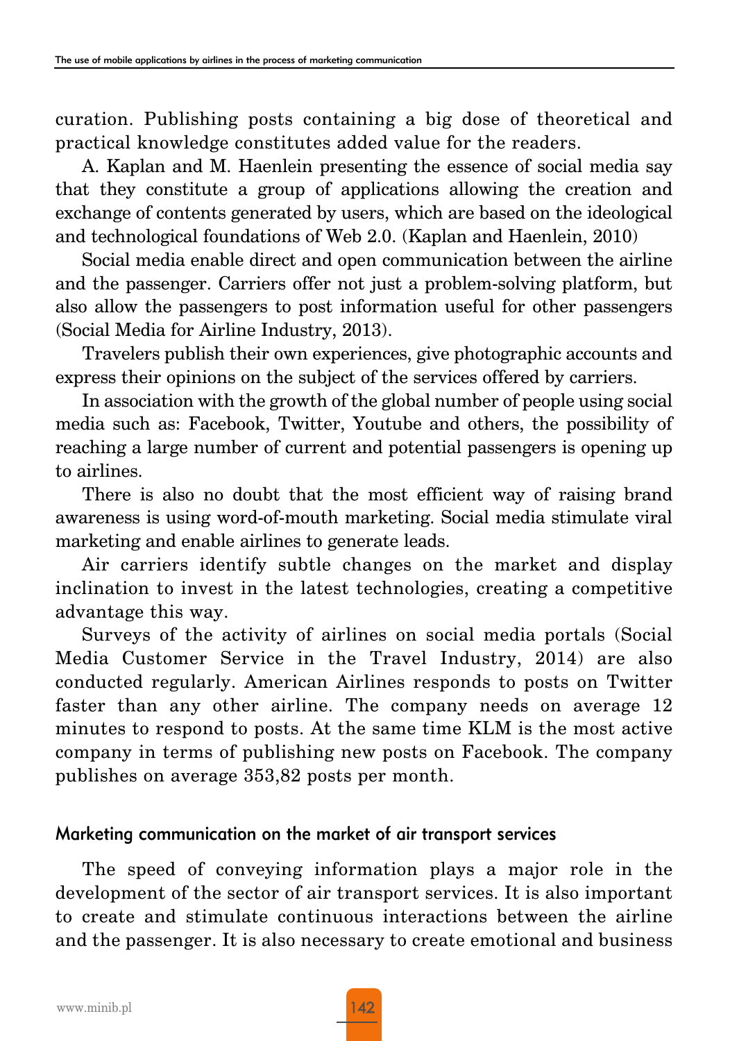curation. Publishing posts containing a big dose of theoretical and practical knowledge constitutes added value for the readers.

A. Kaplan and M. Haenlein presenting the essence of social media say that they constitute a group of applications allowing the creation and exchange of contents generated by users, which are based on the ideological and technological foundations of Web 2.0. (Kaplan and Haenlein, 2010)

Social media enable direct and open communication between the airline and the passenger. Carriers offer not just a problem-solving platform, but also allow the passengers to post information useful for other passengers (Social Media for Airline Industry, 2013).

Travelers publish their own experiences, give photographic accounts and express their opinions on the subject of the services offered by carriers.

In association with the growth of the global number of people using social media such as: Facebook, Twitter, Youtube and others, the possibility of reaching a large number of current and potential passengers is opening up to airlines.

There is also no doubt that the most efficient way of raising brand awareness is using word-of-mouth marketing. Social media stimulate viral marketing and enable airlines to generate leads.

Air carriers identify subtle changes on the market and display inclination to invest in the latest technologies, creating a competitive advantage this way.

Surveys of the activity of airlines on social media portals (Social Media Customer Service in the Travel Industry, 2014) are also conducted regularly. American Airlines responds to posts on Twitter faster than any other airline. The company needs on average 12 minutes to respond to posts. At the same time KLM is the most active company in terms of publishing new posts on Facebook. The company publishes on average 353,82 posts per month.

## Marketing communication on the market of air transport services

The speed of conveying information plays a major role in the development of the sector of air transport services. It is also important to create and stimulate continuous interactions between the airline and the passenger. It is also necessary to create emotional and business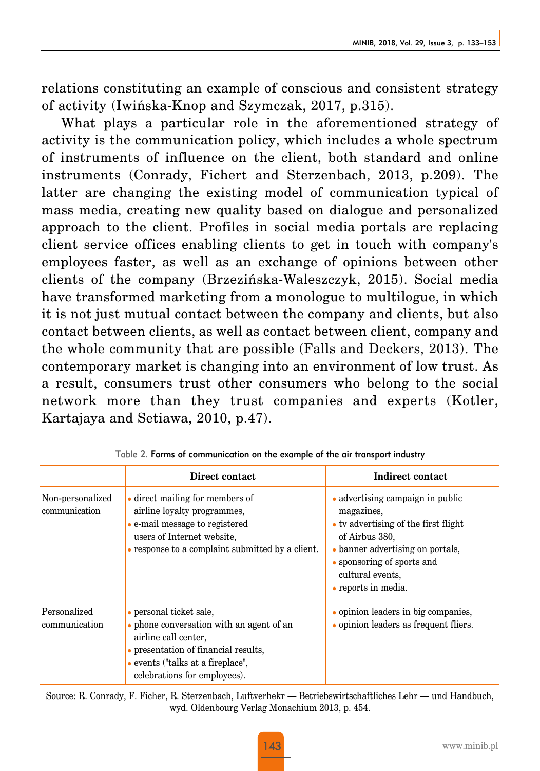relations constituting an example of conscious and consistent strategy of activity (Iwińska-Knop and Szymczak, 2017, p.315).

What plays a particular role in the aforementioned strategy of activity is the communication policy, which includes a whole spectrum of instruments of influence on the client, both standard and online instruments (Conrady, Fichert and Sterzenbach, 2013, p.209). The latter are changing the existing model of communication typical of mass media, creating new quality based on dialogue and personalized approach to the client. Profiles in social media portals are replacing client service offices enabling clients to get in touch with company's employees faster, as well as an exchange of opinions between other clients of the company (Brzezińska-Waleszczyk, 2015). Social media have transformed marketing from a monologue to multilogue, in which it is not just mutual contact between the company and clients, but also contact between clients, as well as contact between client, company and the whole community that are possible (Falls and Deckers, 2013). The contemporary market is changing into an environment of low trust. As a result, consumers trust other consumers who belong to the social network more than they trust companies and experts (Kotler, Kartajaya and Setiawa, 2010, p.47).

Table 2. **Forms of communication on the example of the air transport industry**

| | Direct contact | Indirect contact |
|---|---|---|
| Non-personalized communication | • direct mailing for members of airline loyalty programmes,<br>• e-mail message to registered users of Internet website,<br>• response to a complaint submitted by a client. | • advertising campaign in public magazines,<br>• tv advertising of the first flight of Airbus 380,<br>• banner advertising on portals,<br>• sponsoring of sports and cultural events,<br>• reports in media. |
| Personalized communication | • personal ticket sale,<br>• phone conversation with an agent of an airline call center,<br>• presentation of financial results,<br>• events ("talks at a fireplace", celebrations for employees). | • opinion leaders in big companies,<br>• opinion leaders as frequent fliers. |

Source: R. Conrady, F. Ficher, R. Sterzenbach, Luftverhekr — Betriebswirtschaftliches Lehr — und Handbuch, wyd. Oldenbourg Verlag Monachium 2013, p. 454.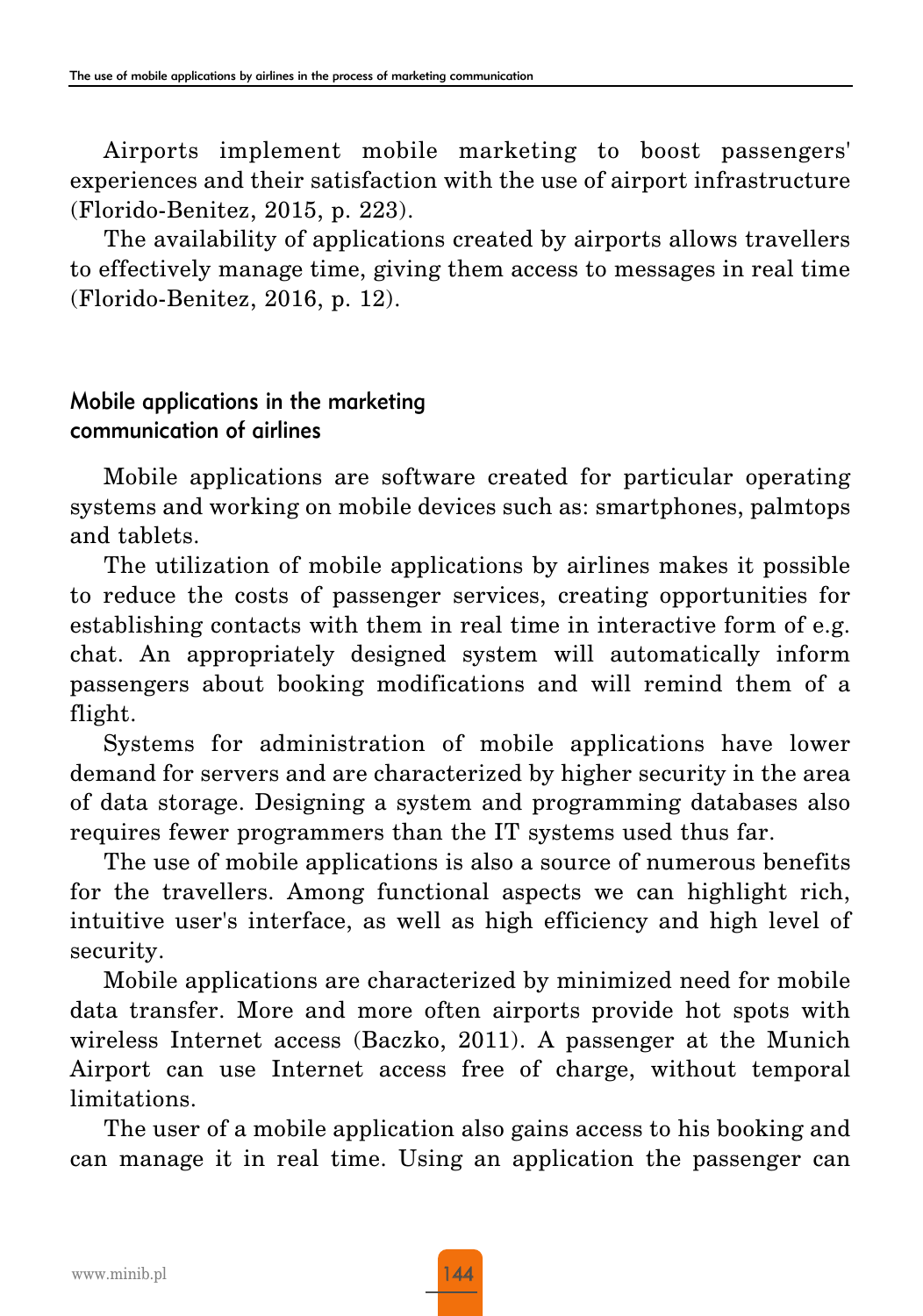Airports implement mobile marketing to boost passengers' experiences and their satisfaction with the use of airport infrastructure (Florido-Benitez, 2015, p. 223).

The availability of applications created by airports allows travellers to effectively manage time, giving them access to messages in real time (Florido-Benitez, 2016, p. 12).

## Mobile applications in the marketing communication of airlines

Mobile applications are software created for particular operating systems and working on mobile devices such as: smartphones, palmtops and tablets.

The utilization of mobile applications by airlines makes it possible to reduce the costs of passenger services, creating opportunities for establishing contacts with them in real time in interactive form of e.g. chat. An appropriately designed system will automatically inform passengers about booking modifications and will remind them of a flight.

Systems for administration of mobile applications have lower demand for servers and are characterized by higher security in the area of data storage. Designing a system and programming databases also requires fewer programmers than the IT systems used thus far.

The use of mobile applications is also a source of numerous benefits for the travellers. Among functional aspects we can highlight rich, intuitive user's interface, as well as high efficiency and high level of security.

Mobile applications are characterized by minimized need for mobile data transfer. More and more often airports provide hot spots with wireless Internet access (Baczko, 2011). A passenger at the Munich Airport can use Internet access free of charge, without temporal limitations.

The user of a mobile application also gains access to his booking and can manage it in real time. Using an application the passenger can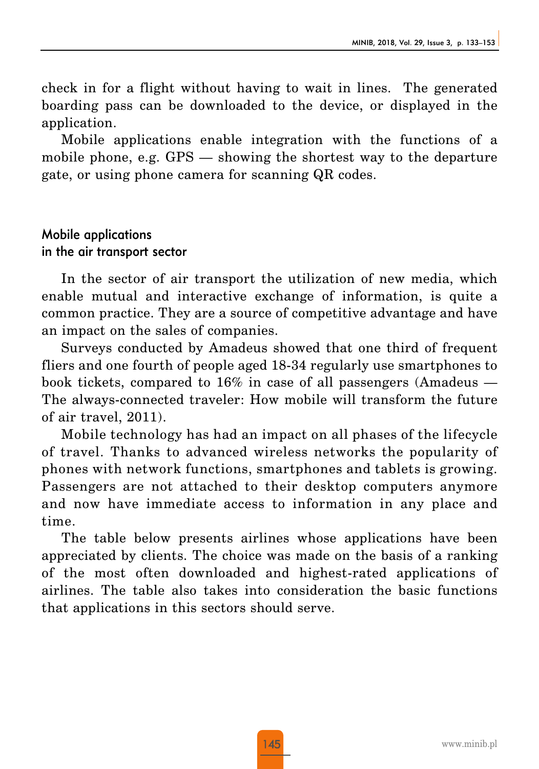check in for a flight without having to wait in lines. The generated boarding pass can be downloaded to the device, or displayed in the application.

Mobile applications enable integration with the functions of a mobile phone, e.g. GPS — showing the shortest way to the departure gate, or using phone camera for scanning QR codes.

## Mobile applications in the air transport sector

In the sector of air transport the utilization of new media, which enable mutual and interactive exchange of information, is quite a common practice. They are a source of competitive advantage and have an impact on the sales of companies.

Surveys conducted by Amadeus showed that one third of frequent fliers and one fourth of people aged 18-34 regularly use smartphones to book tickets, compared to 16% in case of all passengers (Amadeus — The always-connected traveler: How mobile will transform the future of air travel, 2011).

Mobile technology has had an impact on all phases of the lifecycle of travel. Thanks to advanced wireless networks the popularity of phones with network functions, smartphones and tablets is growing. Passengers are not attached to their desktop computers anymore and now have immediate access to information in any place and time.

The table below presents airlines whose applications have been appreciated by clients. The choice was made on the basis of a ranking of the most often downloaded and highest-rated applications of airlines. The table also takes into consideration the basic functions that applications in this sectors should serve.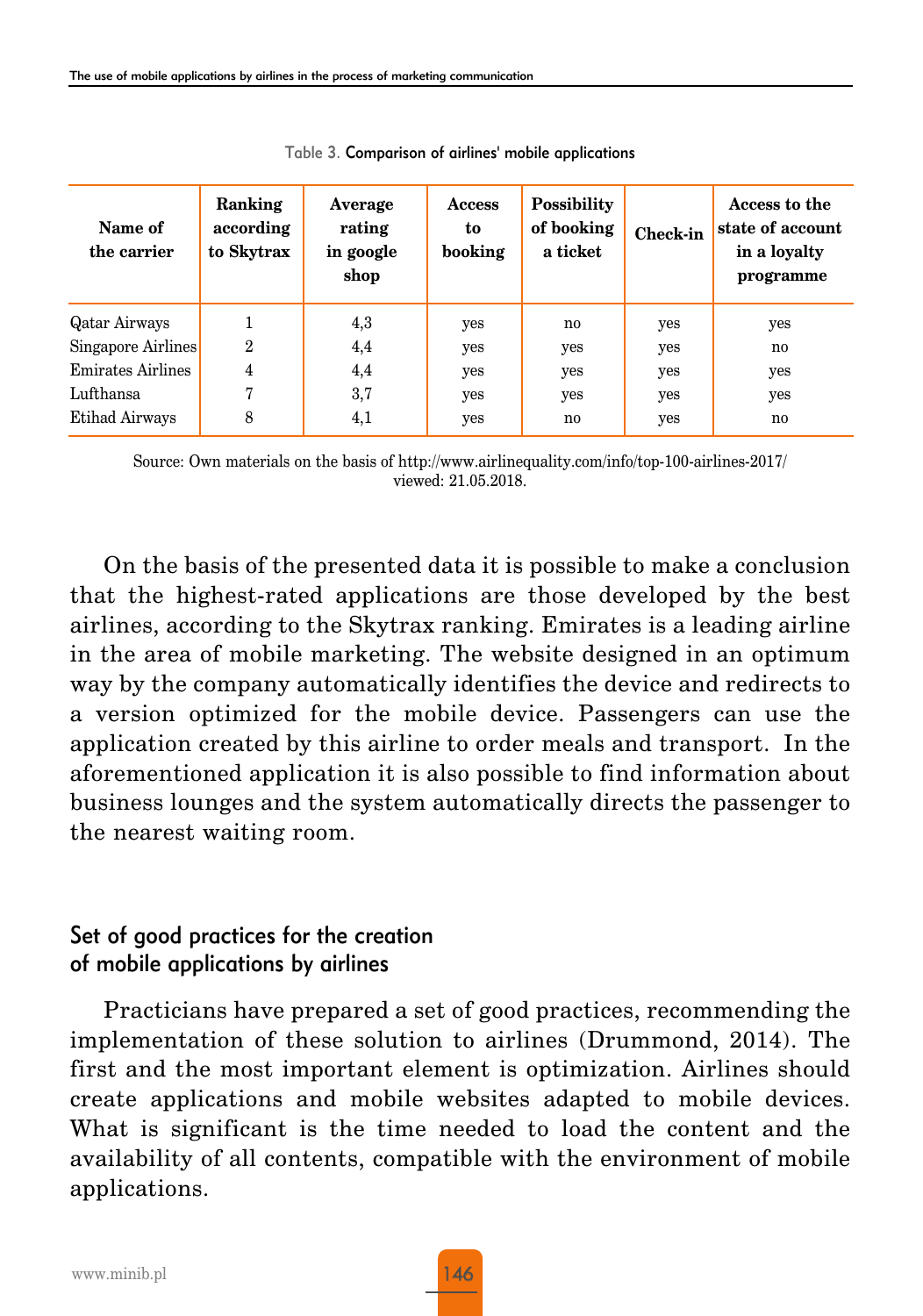Table 3. Comparison of airlines' mobile applications

| Name of the carrier | Ranking according to Skytrax | Average rating in google shop | Access to booking | Possibility of booking a ticket | Check-in | Access to the state of account in a loyalty programme |
|---|---|---|---|---|---|---|
| Qatar Airways | 1 | 4,3 | yes | no | yes | yes |
| Singapore Airlines | 2 | 4,4 | yes | yes | yes | no |
| Emirates Airlines | 4 | 4,4 | yes | yes | yes | yes |
| Lufthansa | 7 | 3,7 | yes | yes | yes | yes |
| Etihad Airways | 8 | 4,1 | yes | no | yes | no |

Source: Own materials on the basis of http://www.airlinequality.com/info/top-100-airlines-2017/ viewed: 21.05.2018.

On the basis of the presented data it is possible to make a conclusion that the highest-rated applications are those developed by the best airlines, according to the Skytrax ranking. Emirates is a leading airline in the area of mobile marketing. The website designed in an optimum way by the company automatically identifies the device and redirects to a version optimized for the mobile device. Passengers can use the application created by this airline to order meals and transport. In the aforementioned application it is also possible to find information about business lounges and the system automatically directs the passenger to the nearest waiting room.

## Set of good practices for the creation of mobile applications by airlines

Practicians have prepared a set of good practices, recommending the implementation of these solution to airlines (Drummond, 2014). The first and the most important element is optimization. Airlines should create applications and mobile websites adapted to mobile devices. What is significant is the time needed to load the content and the availability of all contents, compatible with the environment of mobile applications.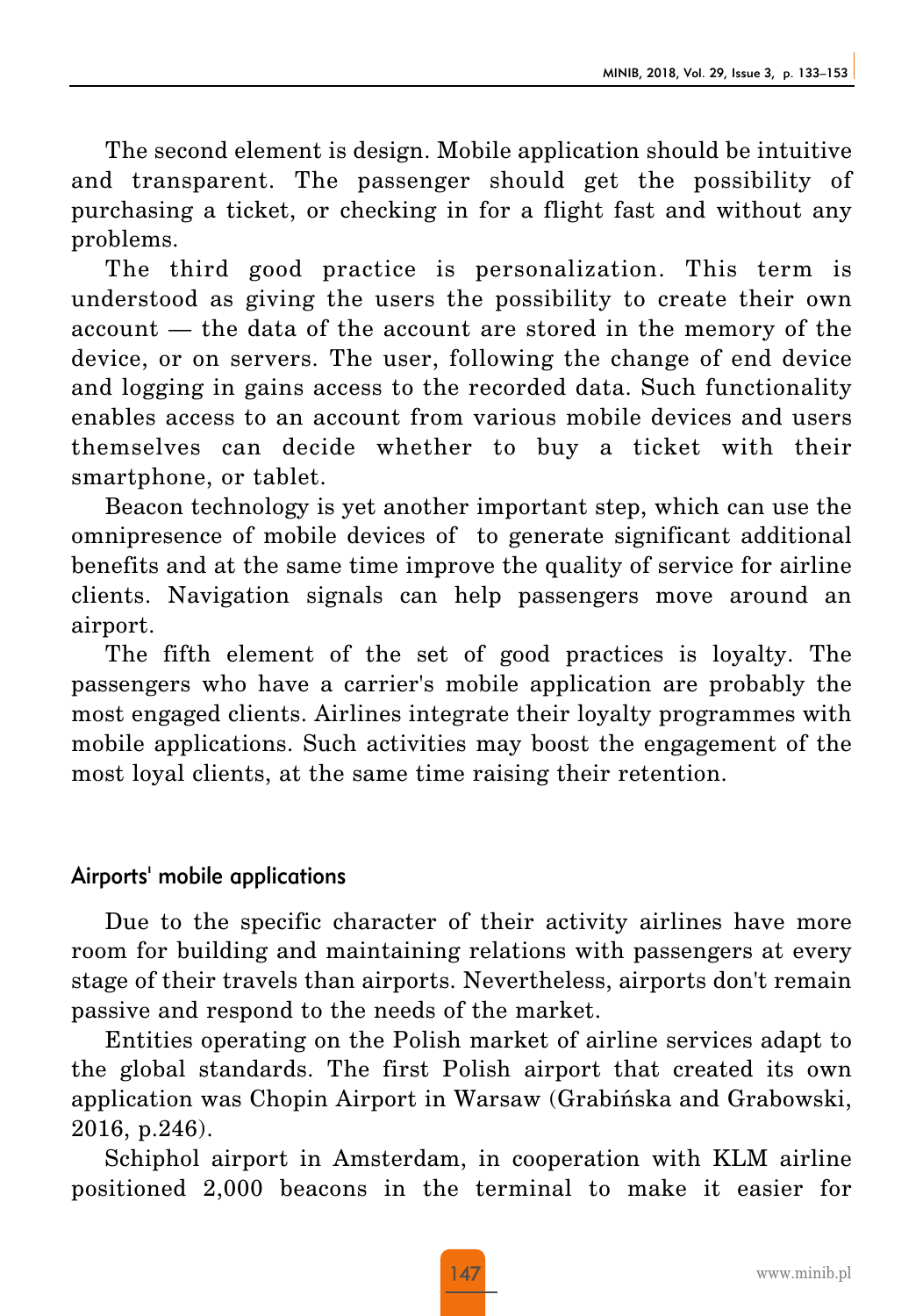The second element is design. Mobile application should be intuitive and transparent. The passenger should get the possibility of purchasing a ticket, or checking in for a flight fast and without any problems.

The third good practice is personalization. This term is understood as giving the users the possibility to create their own account — the data of the account are stored in the memory of the device, or on servers. The user, following the change of end device and logging in gains access to the recorded data. Such functionality enables access to an account from various mobile devices and users themselves can decide whether to buy a ticket with their smartphone, or tablet.

Beacon technology is yet another important step, which can use the omnipresence of mobile devices of  to generate significant additional benefits and at the same time improve the quality of service for airline clients. Navigation signals can help passengers move around an airport.

The fifth element of the set of good practices is loyalty. The passengers who have a carrier's mobile application are probably the most engaged clients. Airlines integrate their loyalty programmes with mobile applications. Such activities may boost the engagement of the most loyal clients, at the same time raising their retention.

## Airports' mobile applications

Due to the specific character of their activity airlines have more room for building and maintaining relations with passengers at every stage of their travels than airports. Nevertheless, airports don't remain passive and respond to the needs of the market.

Entities operating on the Polish market of airline services adapt to the global standards. The first Polish airport that created its own application was Chopin Airport in Warsaw (Grabińska and Grabowski, 2016, p.246).

Schiphol airport in Amsterdam, in cooperation with KLM airline positioned 2,000 beacons in the terminal to make it easier for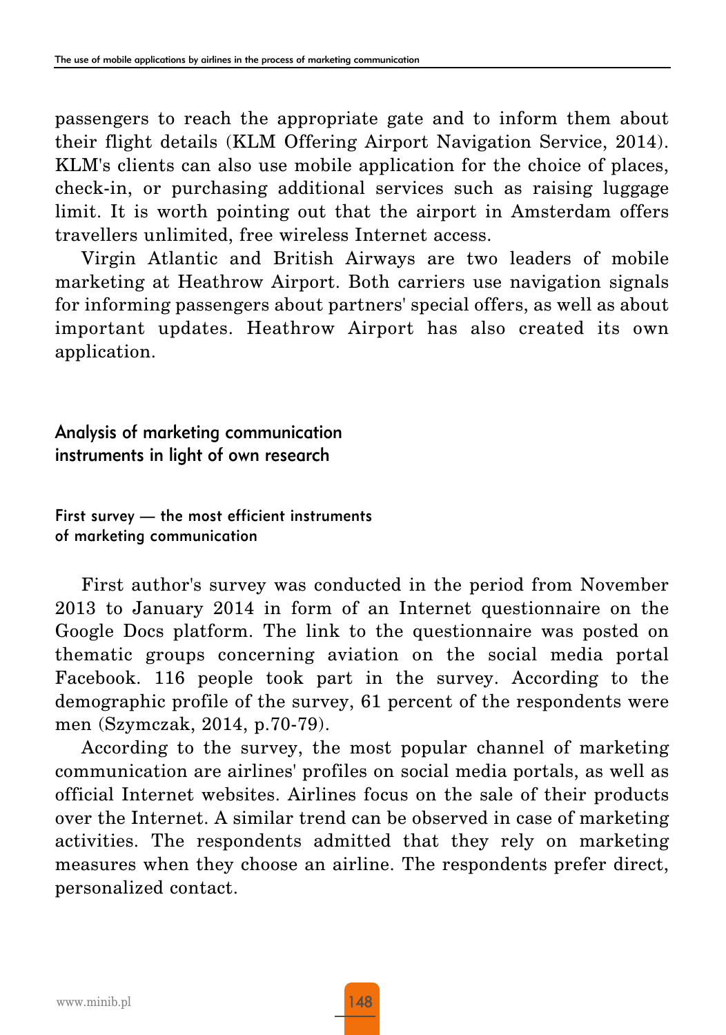passengers to reach the appropriate gate and to inform them about their flight details (KLM Offering Airport Navigation Service, 2014). KLM's clients can also use mobile application for the choice of places, check-in, or purchasing additional services such as raising luggage limit. It is worth pointing out that the airport in Amsterdam offers travellers unlimited, free wireless Internet access.

Virgin Atlantic and British Airways are two leaders of mobile marketing at Heathrow Airport. Both carriers use navigation signals for informing passengers about partners' special offers, as well as about important updates. Heathrow Airport has also created its own application.

## Analysis of marketing communication instruments in light of own research

### First survey — the most efficient instruments of marketing communication

First author's survey was conducted in the period from November 2013 to January 2014 in form of an Internet questionnaire on the Google Docs platform. The link to the questionnaire was posted on thematic groups concerning aviation on the social media portal Facebook. 116 people took part in the survey. According to the demographic profile of the survey, 61 percent of the respondents were men (Szymczak, 2014, p.70-79).

According to the survey, the most popular channel of marketing communication are airlines' profiles on social media portals, as well as official Internet websites. Airlines focus on the sale of their products over the Internet. A similar trend can be observed in case of marketing activities. The respondents admitted that they rely on marketing measures when they choose an airline. The respondents prefer direct, personalized contact.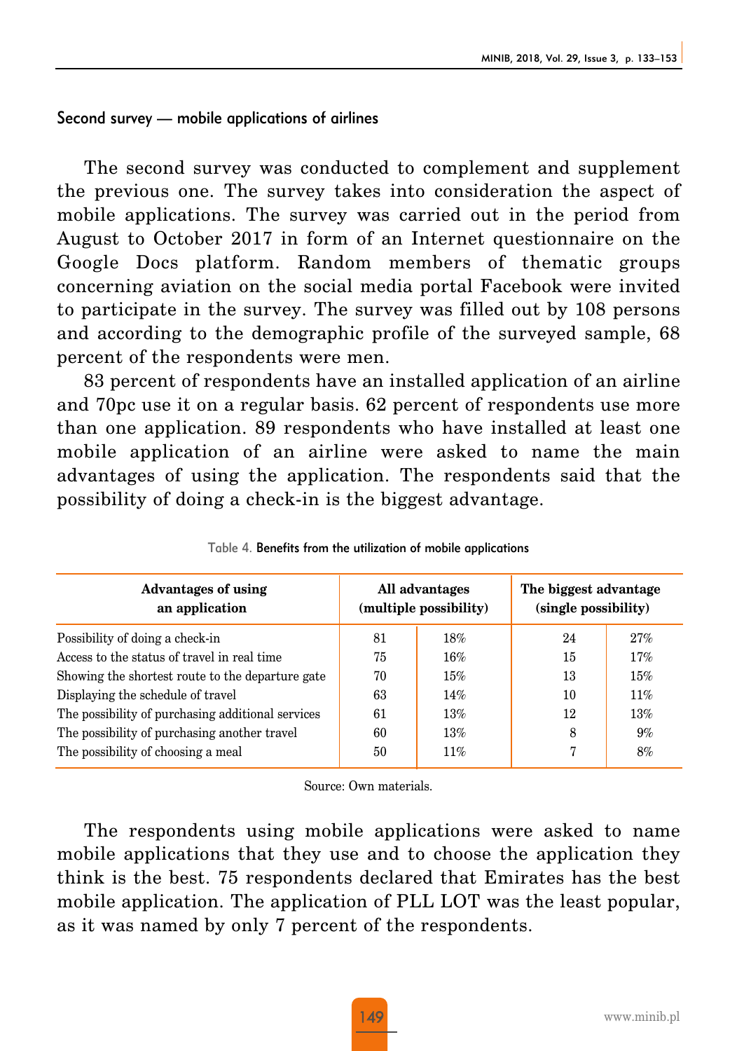### Second survey — mobile applications of airlines

The second survey was conducted to complement and supplement the previous one. The survey takes into consideration the aspect of mobile applications. The survey was carried out in the period from August to October 2017 in form of an Internet questionnaire on the Google Docs platform. Random members of thematic groups concerning aviation on the social media portal Facebook were invited to participate in the survey. The survey was filled out by 108 persons and according to the demographic profile of the surveyed sample, 68 percent of the respondents were men.

83 percent of respondents have an installed application of an airline and 70pc use it on a regular basis. 62 percent of respondents use more than one application. 89 respondents who have installed at least one mobile application of an airline were asked to name the main advantages of using the application. The respondents said that the possibility of doing a check-in is the biggest advantage.

Table 4. Benefits from the utilization of mobile applications

| Advantages of using an application | All advantages (multiple possibility) | | The biggest advantage (single possibility) | |
|---|---|---|---|---|
| Possibility of doing a check-in | 81 | 18% | 24 | 27% |
| Access to the status of travel in real time | 75 | 16% | 15 | 17% |
| Showing the shortest route to the departure gate | 70 | 15% | 13 | 15% |
| Displaying the schedule of travel | 63 | 14% | 10 | 11% |
| The possibility of purchasing additional services | 61 | 13% | 12 | 13% |
| The possibility of purchasing another travel | 60 | 13% | 8 | 9% |
| The possibility of choosing a meal | 50 | 11% | 7 | 8% |

Source: Own materials.

The respondents using mobile applications were asked to name mobile applications that they use and to choose the application they think is the best. 75 respondents declared that Emirates has the best mobile application. The application of PLL LOT was the least popular, as it was named by only 7 percent of the respondents.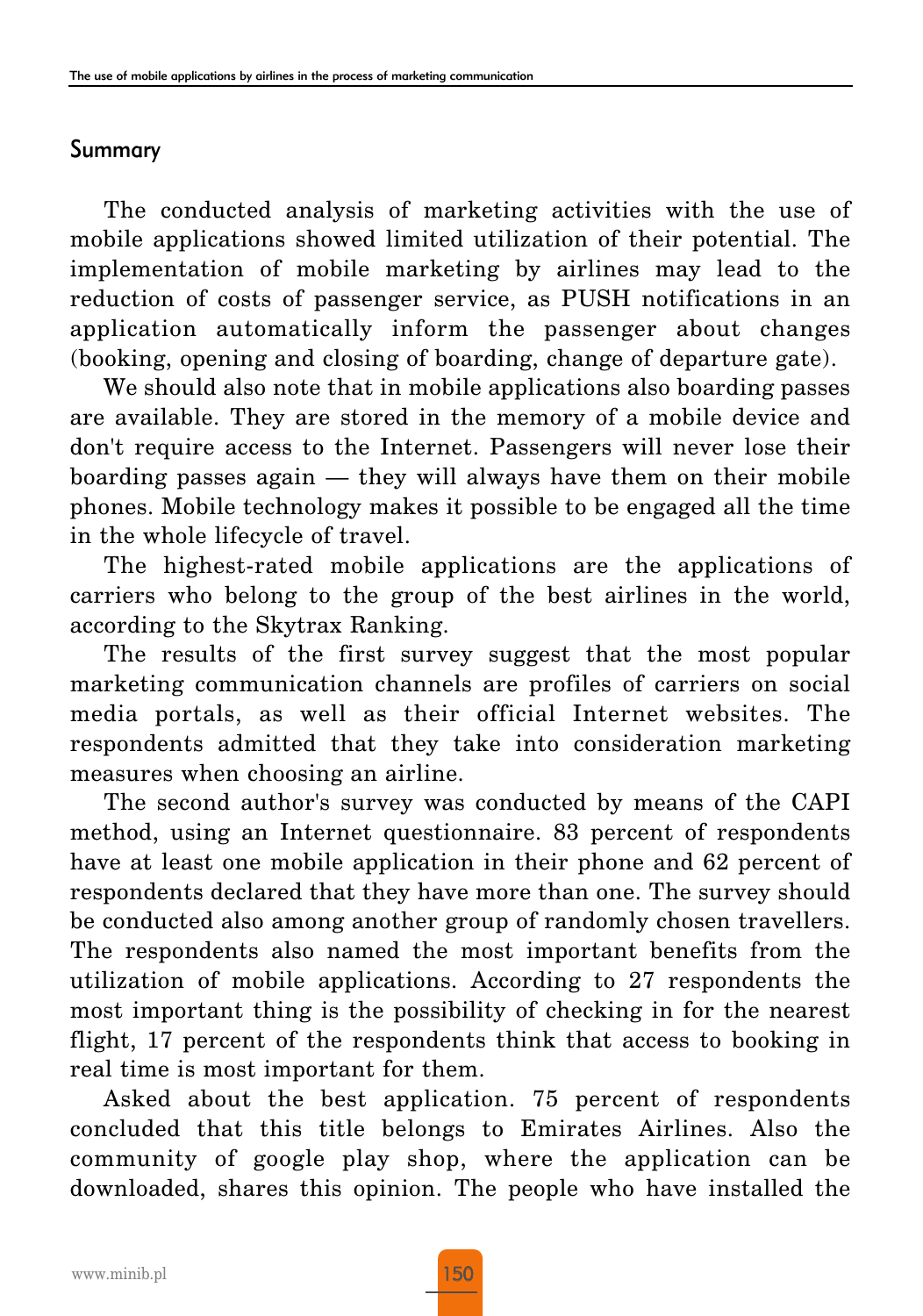## Summary

The conducted analysis of marketing activities with the use of mobile applications showed limited utilization of their potential. The implementation of mobile marketing by airlines may lead to the reduction of costs of passenger service, as PUSH notifications in an application automatically inform the passenger about changes (booking, opening and closing of boarding, change of departure gate).

We should also note that in mobile applications also boarding passes are available. They are stored in the memory of a mobile device and don't require access to the Internet. Passengers will never lose their boarding passes again — they will always have them on their mobile phones. Mobile technology makes it possible to be engaged all the time in the whole lifecycle of travel.

The highest-rated mobile applications are the applications of carriers who belong to the group of the best airlines in the world, according to the Skytrax Ranking.

The results of the first survey suggest that the most popular marketing communication channels are profiles of carriers on social media portals, as well as their official Internet websites. The respondents admitted that they take into consideration marketing measures when choosing an airline.

The second author's survey was conducted by means of the CAPI method, using an Internet questionnaire. 83 percent of respondents have at least one mobile application in their phone and 62 percent of respondents declared that they have more than one. The survey should be conducted also among another group of randomly chosen travellers. The respondents also named the most important benefits from the utilization of mobile applications. According to 27 respondents the most important thing is the possibility of checking in for the nearest flight, 17 percent of the respondents think that access to booking in real time is most important for them.

Asked about the best application. 75 percent of respondents concluded that this title belongs to Emirates Airlines. Also the community of google play shop, where the application can be downloaded, shares this opinion. The people who have installed the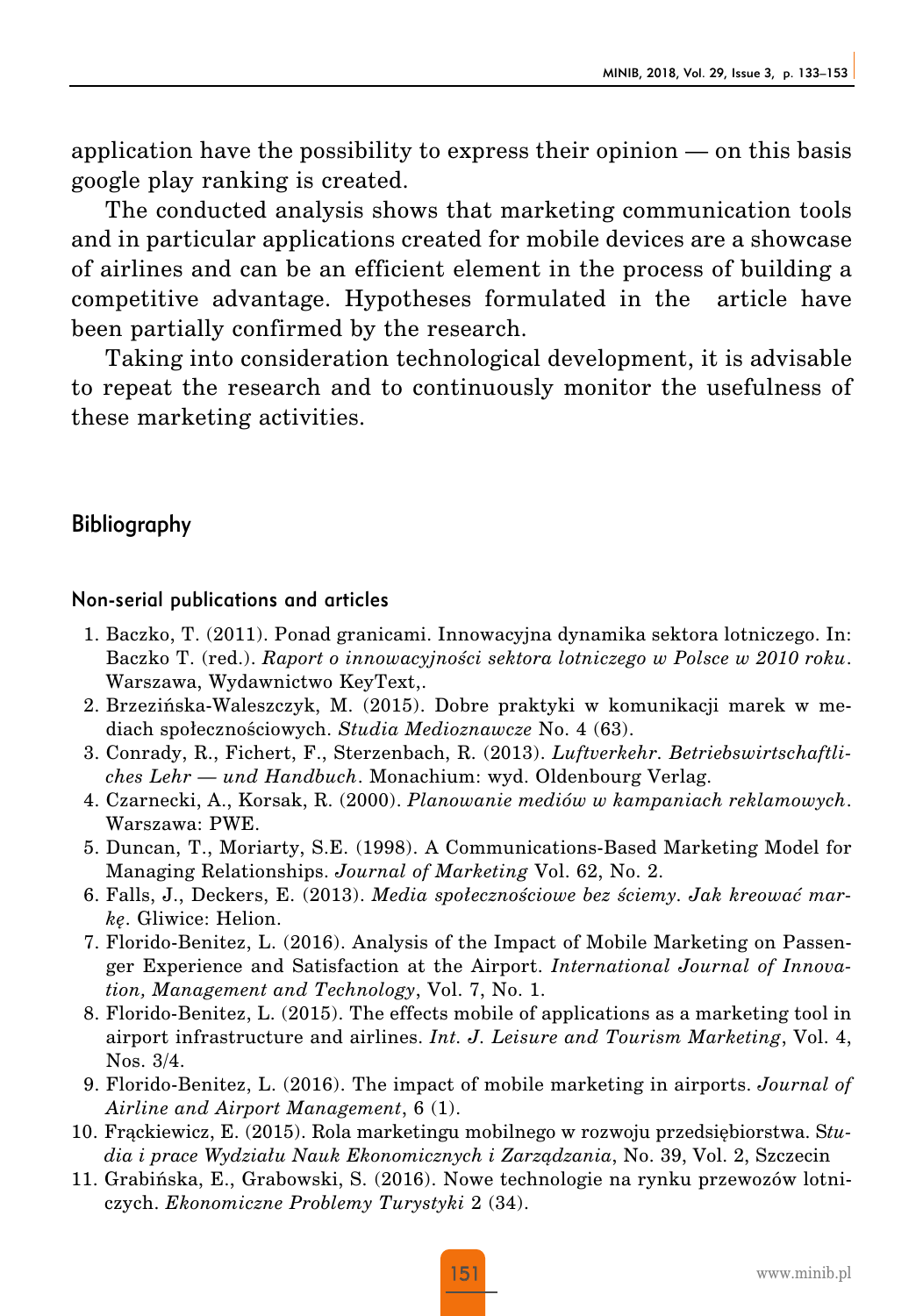application have the possibility to express their opinion — on this basis google play ranking is created.

The conducted analysis shows that marketing communication tools and in particular applications created for mobile devices are a showcase of airlines and can be an efficient element in the process of building a competitive advantage. Hypotheses formulated in the article have been partially confirmed by the research.

Taking into consideration technological development, it is advisable to repeat the research and to continuously monitor the usefulness of these marketing activities.

## Bibliography

### Non-serial publications and articles

1. Baczko, T. (2011). Ponad granicami. Innowacyjna dynamika sektora lotniczego. In: Baczko T. (red.). *Raport o innowacyjności sektora lotniczego w Polsce w 2010 roku*. Warszawa, Wydawnictwo KeyText,.
2. Brzezińska-Waleszczyk, M. (2015). Dobre praktyki w komunikacji marek w mediach społecznościowych. *Studia Medioznawcze* No. 4 (63).
3. Conrady, R., Fichert, F., Sterzenbach, R. (2013). *Luftverkehr. Betriebswirtschaftliches Lehr — und Handbuch*. Monachium: wyd. Oldenbourg Verlag.
4. Czarnecki, A., Korsak, R. (2000). *Planowanie mediów w kampaniach reklamowych*. Warszawa: PWE.
5. Duncan, T., Moriarty, S.E. (1998). A Communications-Based Marketing Model for Managing Relationships. *Journal of Marketing* Vol. 62, No. 2.
6. Falls, J., Deckers, E. (2013). *Media społecznościowe bez ściemy. Jak kreować markę*. Gliwice: Helion.
7. Florido-Benitez, L. (2016). Analysis of the Impact of Mobile Marketing on Passenger Experience and Satisfaction at the Airport. *International Journal of Innovation, Management and Technology*, Vol. 7, No. 1.
8. Florido-Benitez, L. (2015). The effects mobile of applications as a marketing tool in airport infrastructure and airlines. *Int. J. Leisure and Tourism Marketing*, Vol. 4, Nos. 3/4.
9. Florido-Benitez, L. (2016). The impact of mobile marketing in airports. *Journal of Airline and Airport Management*, 6 (1).
10. Frąckiewicz, E. (2015). Rola marketingu mobilnego w rozwoju przedsiębiorstwa. S*tudia i prace Wydziału Nauk Ekonomicznych i Zarządzania*, No. 39, Vol. 2, Szczecin
11. Grabińska, E., Grabowski, S. (2016). Nowe technologie na rynku przewozów lotniczych. *Ekonomiczne Problemy Turystyki* 2 (34).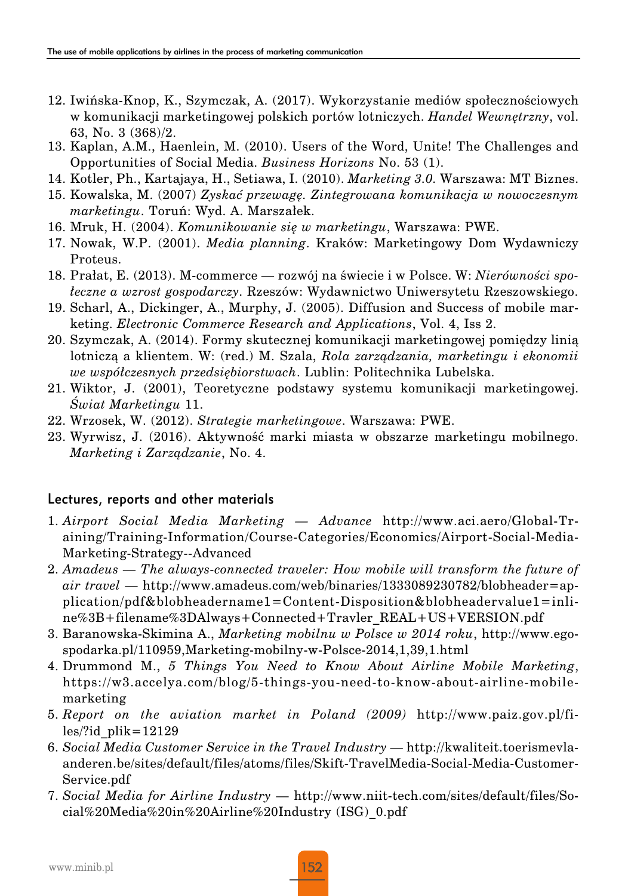12. Iwińska-Knop, K., Szymczak, A. (2017). Wykorzystanie mediów społecznościowych w komunikacji marketingowej polskich portów lotniczych. *Handel Wewnętrzny*, vol. 63, No. 3 (368)/2.
13. Kaplan, A.M., Haenlein, M. (2010). Users of the Word, Unite! The Challenges and Opportunities of Social Media. *Business Horizons* No. 53 (1).
14. Kotler, Ph., Kartajaya, H., Setiawa, I. (2010). *Marketing 3.0.* Warszawa: MT Biznes.
15. Kowalska, M. (2007) *Zyskać przewagę. Zintegrowana komunikacja w nowoczesnym marketingu*. Toruń: Wyd. A. Marszałek.
16. Mruk, H. (2004). *Komunikowanie się w marketingu*, Warszawa: PWE.
17. Nowak, W.P. (2001). *Media planning*. Kraków: Marketingowy Dom Wydawniczy Proteus.
18. Prałat, E. (2013). M-commerce — rozwój na świecie i w Polsce. W: *Nierówności społeczne a wzrost gospodarczy*. Rzeszów: Wydawnictwo Uniwersytetu Rzeszowskiego.
19. Scharl, A., Dickinger, A., Murphy, J. (2005). Diffusion and Success of mobile marketing. *Electronic Commerce Research and Applications*, Vol. 4, Iss 2.
20. Szymczak, A. (2014). Formy skutecznej komunikacji marketingowej pomiędzy linią lotniczą a klientem. W: (red.) M. Szala, *Rola zarządzania, marketingu i ekonomii we współczesnych przedsiębiorstwach*. Lublin: Politechnika Lubelska.
21. Wiktor, J. (2001), Teoretyczne podstawy systemu komunikacji marketingowej. *Świat Marketingu* 11.
22. Wrzosek, W. (2012). *Strategie marketingowe*. Warszawa: PWE.
23. Wyrwisz, J. (2016). Aktywność marki miasta w obszarze marketingu mobilnego. *Marketing i Zarządzanie*, No. 4.

## Lectures, reports and other materials

1. *Airport Social Media Marketing — Advance* http://www.aci.aero/Global-Training/Training-Information/Course-Categories/Economics/Airport-Social-Media-Marketing-Strategy--Advanced
2. *Amadeus — The always-connected traveler: How mobile will transform the future of air travel* — http://www.amadeus.com/web/binaries/1333089230782/blobheader=application/pdf&blobheadername1=Content-Disposition&blobheadervalue1=inline%3B+filename%3DAlways+Connected+Travler_REAL+US+VERSION.pdf
3. Baranowska-Skimina A., *Marketing mobilnu w Polsce w 2014 roku*, http://www.egospodarka.pl/110959,Marketing-mobilny-w-Polsce-2014,1,39,1.html
4. Drummond M., *5 Things You Need to Know About Airline Mobile Marketing*, https://w3.accelya.com/blog/5-things-you-need-to-know-about-airline-mobile-marketing
5. *Report on the aviation market in Poland (2009)* http://www.paiz.gov.pl/files/?id_plik=12129
6. *Social Media Customer Service in the Travel Industry* — http://kwaliteit.toerismevlaanderen.be/sites/default/files/atoms/files/Skift-TravelMedia-Social-Media-Customer-Service.pdf
7. *Social Media for Airline Industry* — http://www.niit-tech.com/sites/default/files/Social%20Media%20in%20Airline%20Industry (ISG)_0.pdf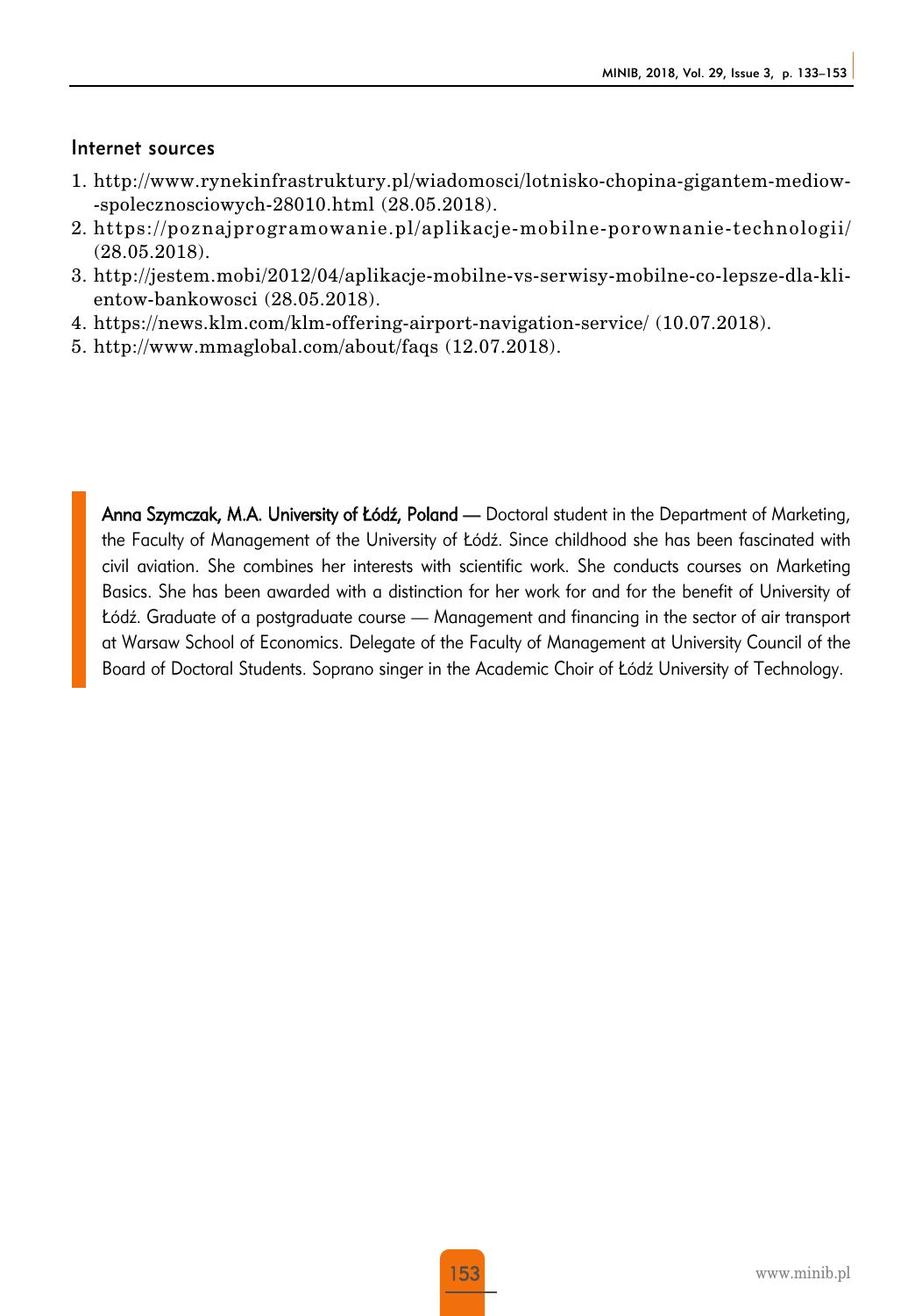## Internet sources

1. http://www.rynekinfrastruktury.pl/wiadomosci/lotnisko-chopina-gigantem-mediow--spolecznosciowych-28010.html (28.05.2018).
2. https://poznajprogramowanie.pl/aplikacje-mobilne-porownanie-technologii/ (28.05.2018).
3. http://jestem.mobi/2012/04/aplikacje-mobilne-vs-serwisy-mobilne-co-lepsze-dla-klientow-bankowosci (28.05.2018).
4. https://news.klm.com/klm-offering-airport-navigation-service/ (10.07.2018).
5. http://www.mmaglobal.com/about/faqs (12.07.2018).

**Anna Szymczak, M.A. University of Łódź, Poland** — Doctoral student in the Department of Marketing, the Faculty of Management of the University of Łódź. Since childhood she has been fascinated with civil aviation. She combines her interests with scientific work. She conducts courses on Marketing Basics. She has been awarded with a distinction for her work for and for the benefit of University of Łódź. Graduate of a postgraduate course — Management and financing in the sector of air transport at Warsaw School of Economics. Delegate of the Faculty of Management at University Council of the Board of Doctoral Students. Soprano singer in the Academic Choir of Łódź University of Technology.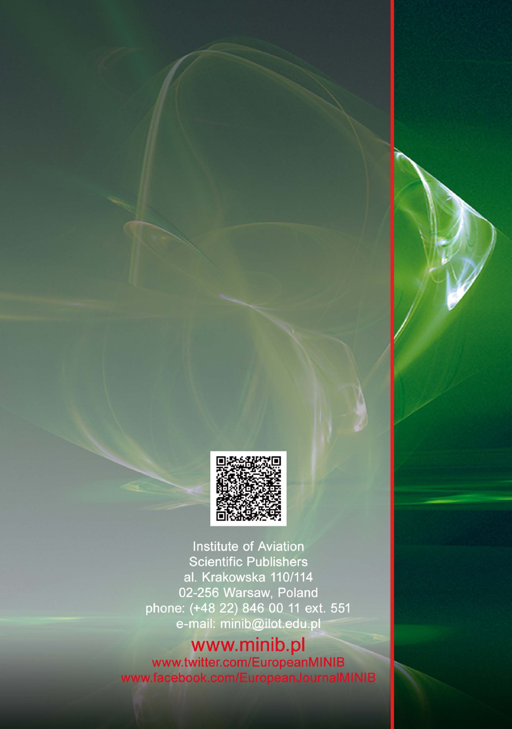Institute of Aviation
Scientific Publishers
al. Krakowska 110/114
02-256 Warsaw, Poland
phone: (+48 22) 846 00 11 ext. 551
e-mail: minib@ilot.edu.pl

**www.minib.pl**

www.twitter.com/EuropeanMINIB
www.facebook.com/EuropeanJournalMINIB